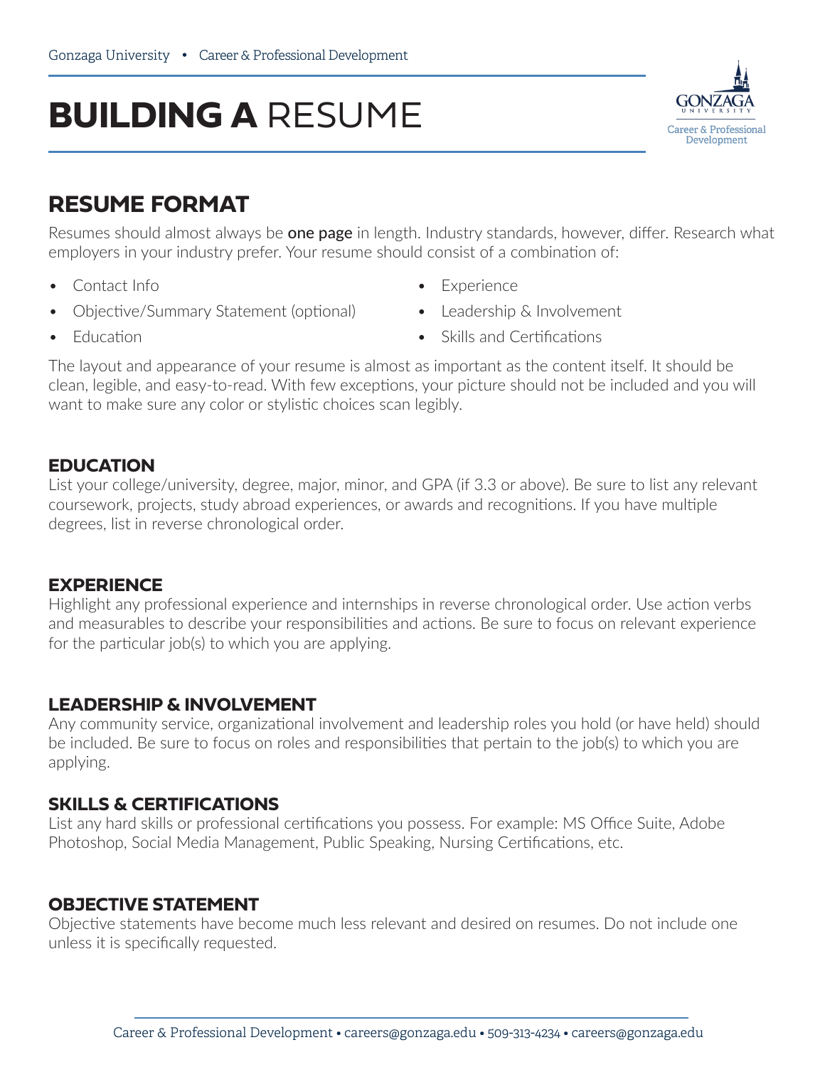Gonzaga University • Career & Professional Development

# BUILDING A RESUME

## RESUME FORMAT

Resumes should almost always be **one page** in length. Industry standards, however, differ. Research what employers in your industry prefer. Your resume should consist of a combination of:

- Contact Info
- Objective/Summary Statement (optional)
- Education
- Experience
- Leadership & Involvement
- Skills and Certifications

The layout and appearance of your resume is almost as important as the content itself. It should be clean, legible, and easy-to-read. With few exceptions, your picture should not be included and you will want to make sure any color or stylistic choices scan legibly.

### EDUCATION

List your college/university, degree, major, minor, and GPA (if 3.3 or above). Be sure to list any relevant coursework, projects, study abroad experiences, or awards and recognitions. If you have multiple degrees, list in reverse chronological order.

### EXPERIENCE

Highlight any professional experience and internships in reverse chronological order. Use action verbs and measurables to describe your responsibilities and actions. Be sure to focus on relevant experience for the particular job(s) to which you are applying.

### LEADERSHIP & INVOLVEMENT

Any community service, organizational involvement and leadership roles you hold (or have held) should be included. Be sure to focus on roles and responsibilities that pertain to the job(s) to which you are applying.

### SKILLS & CERTIFICATIONS

List any hard skills or professional certifications you possess. For example: MS Office Suite, Adobe Photoshop, Social Media Management, Public Speaking, Nursing Certifications, etc.

### OBJECTIVE STATEMENT

Objective statements have become much less relevant and desired on resumes. Do not include one unless it is specifically requested.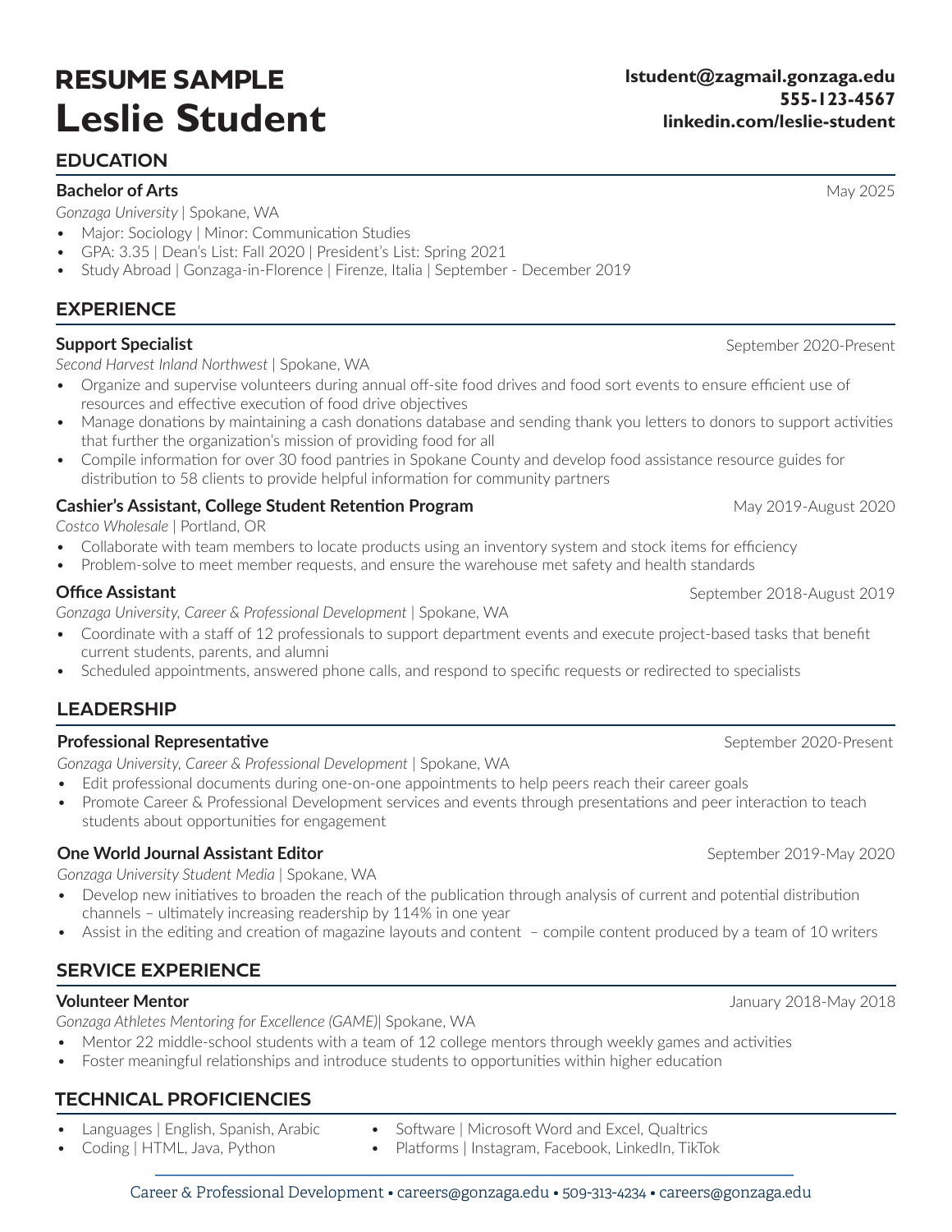# RESUME SAMPLE
# Leslie Student

**lstudent@zagmail.gonzaga.edu**
**555-123-4567**
**linkedin.com/leslie-student**

## EDUCATION

**Bachelor of Arts** May 2025
*Gonzaga University* | Spokane, WA
- Major: Sociology | Minor: Communication Studies
- GPA: 3.35 | Dean's List: Fall 2020 | President's List: Spring 2021
- Study Abroad | Gonzaga-in-Florence | Firenze, Italia | September - December 2019

## EXPERIENCE

**Support Specialist** September 2020-Present
*Second Harvest Inland Northwest* | Spokane, WA
- Organize and supervise volunteers during annual off-site food drives and food sort events to ensure efficient use of resources and effective execution of food drive objectives
- Manage donations by maintaining a cash donations database and sending thank you letters to donors to support activities that further the organization's mission of providing food for all
- Compile information for over 30 food pantries in Spokane County and develop food assistance resource guides for distribution to 58 clients to provide helpful information for community partners

**Cashier's Assistant, College Student Retention Program** May 2019-August 2020
*Costco Wholesale* | Portland, OR
- Collaborate with team members to locate products using an inventory system and stock items for efficiency
- Problem-solve to meet member requests, and ensure the warehouse met safety and health standards

**Office Assistant** September 2018-August 2019
*Gonzaga University, Career & Professional Development* | Spokane, WA
- Coordinate with a staff of 12 professionals to support department events and execute project-based tasks that benefit current students, parents, and alumni
- Scheduled appointments, answered phone calls, and respond to specific requests or redirected to specialists

## LEADERSHIP

**Professional Representative** September 2020-Present
*Gonzaga University, Career & Professional Development* | Spokane, WA
- Edit professional documents during one-on-one appointments to help peers reach their career goals
- Promote Career & Professional Development services and events through presentations and peer interaction to teach students about opportunities for engagement

**One World Journal Assistant Editor** September 2019-May 2020
*Gonzaga University Student Media* | Spokane, WA
- Develop new initiatives to broaden the reach of the publication through analysis of current and potential distribution channels – ultimately increasing readership by 114% in one year
- Assist in the editing and creation of magazine layouts and content – compile content produced by a team of 10 writers

## SERVICE EXPERIENCE

**Volunteer Mentor** January 2018-May 2018
*Gonzaga Athletes Mentoring for Excellence (GAME)*| Spokane, WA
- Mentor 22 middle-school students with a team of 12 college mentors through weekly games and activities
- Foster meaningful relationships and introduce students to opportunities within higher education

## TECHNICAL PROFICIENCIES

- Languages | English, Spanish, Arabic
- Coding | HTML, Java, Python
- Software | Microsoft Word and Excel, Qualtrics
- Platforms | Instagram, Facebook, LinkedIn, TikTok